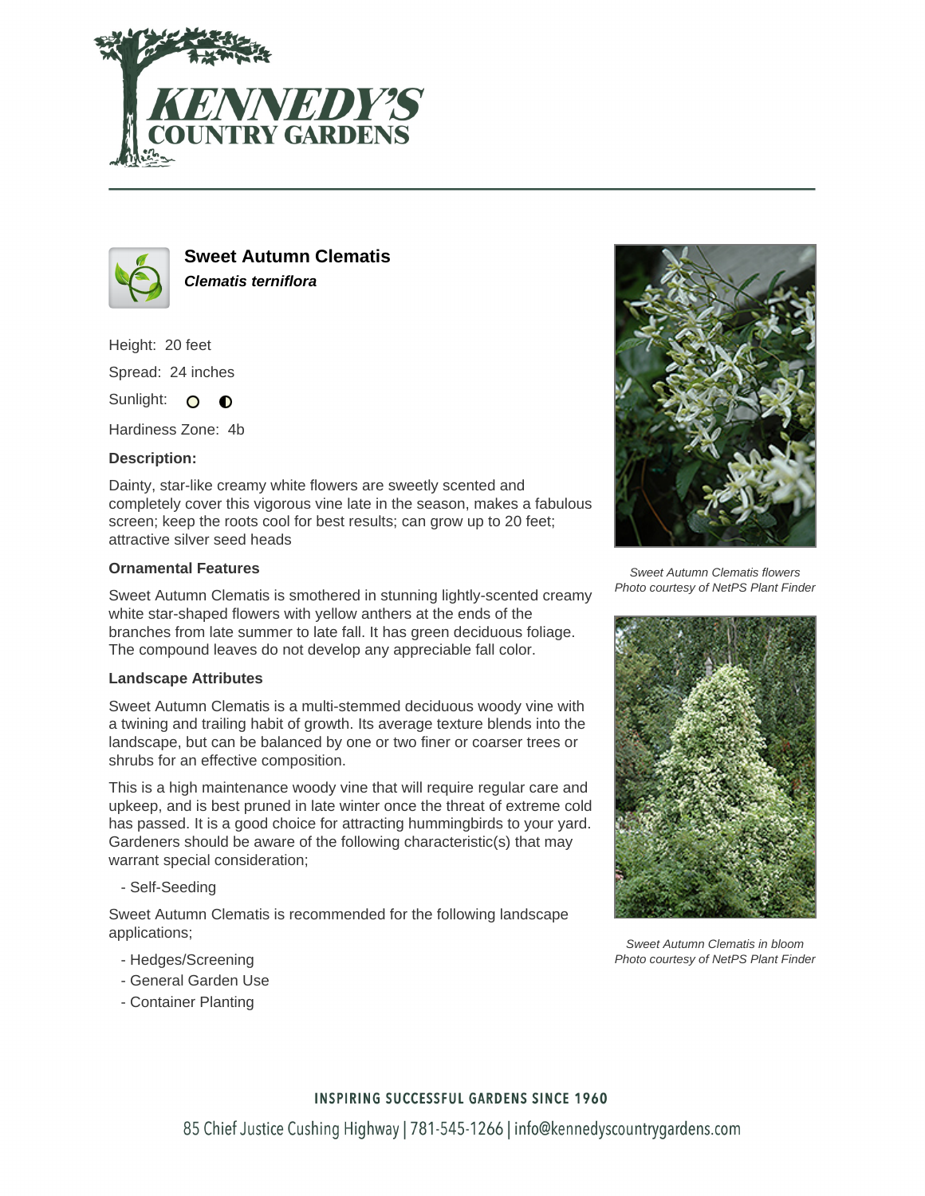# Sweet Autumn Clematis

***Clematis terniflora***

Height: 20 feet

Spread: 24 inches

Sunlight: ○ ◐

Hardiness Zone: 4b

**Description:**

Dainty, star-like creamy white flowers are sweetly scented and completely cover this vigorous vine late in the season, makes a fabulous screen; keep the roots cool for best results; can grow up to 20 feet; attractive silver seed heads

### Ornamental Features

Sweet Autumn Clematis is smothered in stunning lightly-scented creamy white star-shaped flowers with yellow anthers at the ends of the branches from late summer to late fall. It has green deciduous foliage. The compound leaves do not develop any appreciable fall color.

### Landscape Attributes

Sweet Autumn Clematis is a multi-stemmed deciduous woody vine with a twining and trailing habit of growth. Its average texture blends into the landscape, but can be balanced by one or two finer or coarser trees or shrubs for an effective composition.

This is a high maintenance woody vine that will require regular care and upkeep, and is best pruned in late winter once the threat of extreme cold has passed. It is a good choice for attracting hummingbirds to your yard. Gardeners should be aware of the following characteristic(s) that may warrant special consideration;

- Self-Seeding

Sweet Autumn Clematis is recommended for the following landscape applications;

- Hedges/Screening
- General Garden Use
- Container Planting

*Sweet Autumn Clematis flowers*
*Photo courtesy of NetPS Plant Finder*

*Sweet Autumn Clematis in bloom*
*Photo courtesy of NetPS Plant Finder*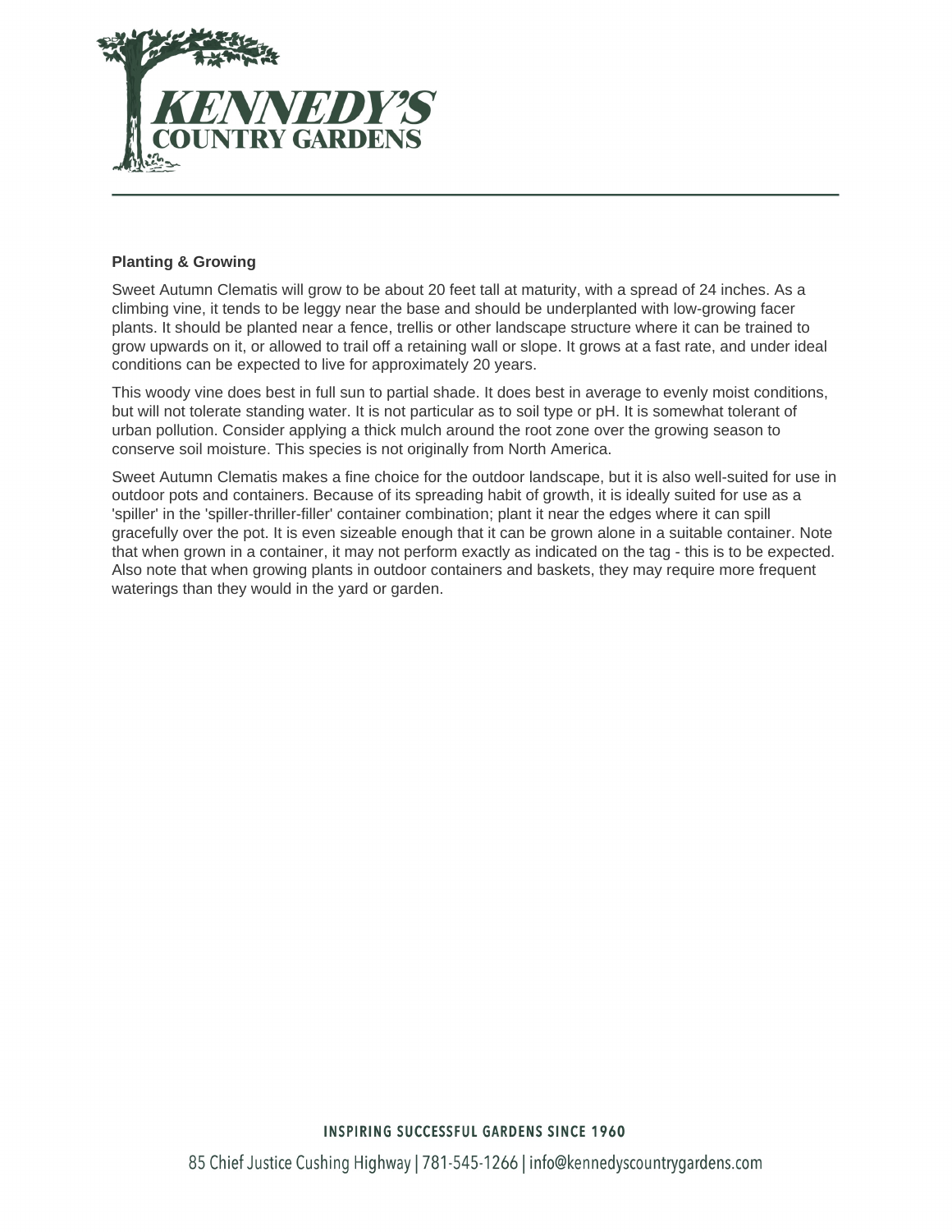## Planting & Growing

Sweet Autumn Clematis will grow to be about 20 feet tall at maturity, with a spread of 24 inches. As a climbing vine, it tends to be leggy near the base and should be underplanted with low-growing facer plants. It should be planted near a fence, trellis or other landscape structure where it can be trained to grow upwards on it, or allowed to trail off a retaining wall or slope. It grows at a fast rate, and under ideal conditions can be expected to live for approximately 20 years.

This woody vine does best in full sun to partial shade. It does best in average to evenly moist conditions, but will not tolerate standing water. It is not particular as to soil type or pH. It is somewhat tolerant of urban pollution. Consider applying a thick mulch around the root zone over the growing season to conserve soil moisture. This species is not originally from North America.

Sweet Autumn Clematis makes a fine choice for the outdoor landscape, but it is also well-suited for use in outdoor pots and containers. Because of its spreading habit of growth, it is ideally suited for use as a 'spiller' in the 'spiller-thriller-filler' container combination; plant it near the edges where it can spill gracefully over the pot. It is even sizeable enough that it can be grown alone in a suitable container. Note that when grown in a container, it may not perform exactly as indicated on the tag - this is to be expected. Also note that when growing plants in outdoor containers and baskets, they may require more frequent waterings than they would in the yard or garden.